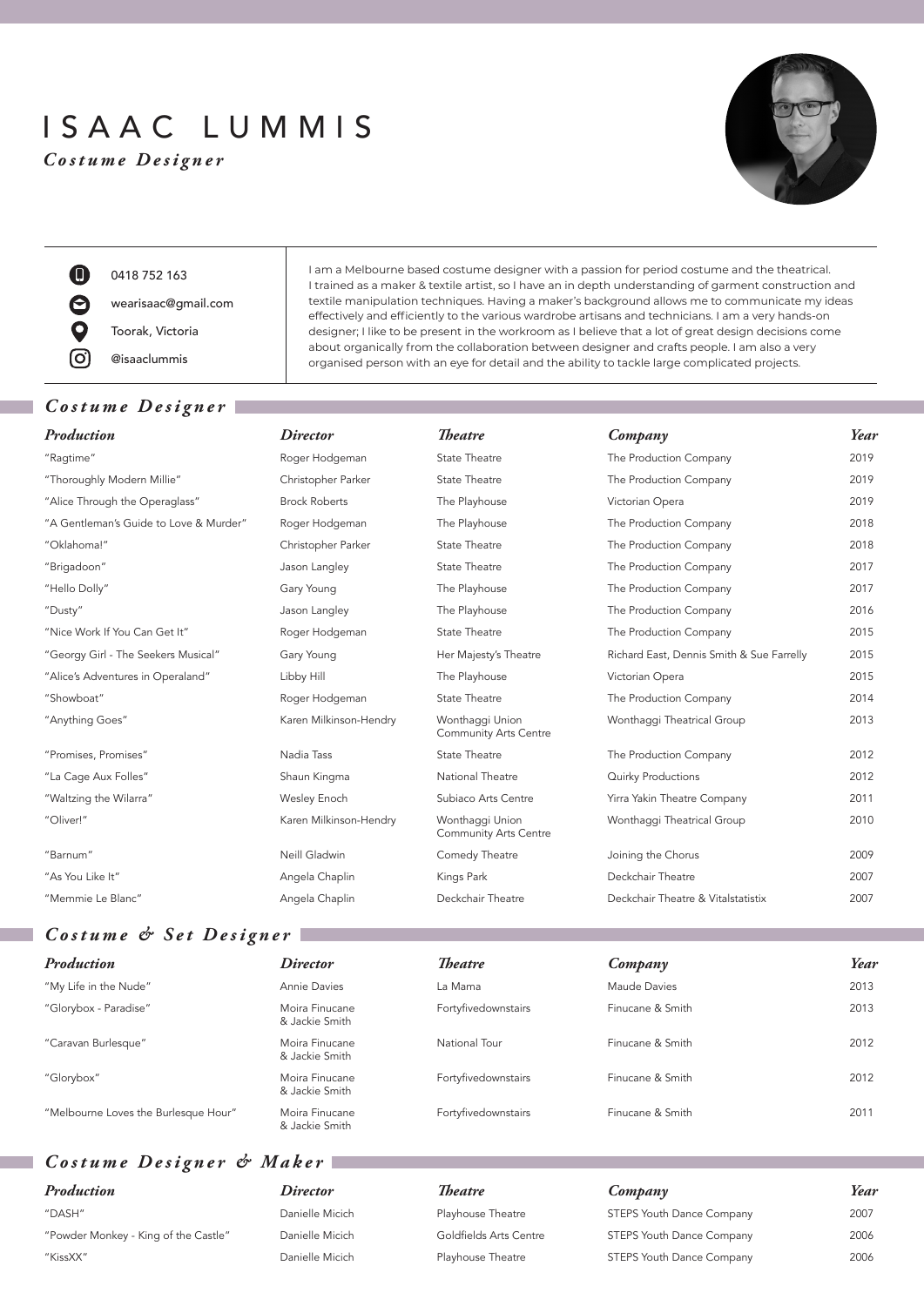# ISAAC LUMMIS

*Costume Designer*

- 0418 752 163
- wearisaac@gmail.com
- Toorak, Victoria
- @isaaclummis

I am a Melbourne based costume designer with a passion for period costume and the theatrical. I trained as a maker & textile artist, so I have an in depth understanding of garment construction and textile manipulation techniques. Having a maker's background allows me to communicate my ideas effectively and efficiently to the various wardrobe artisans and technicians. I am a very hands-on designer; I like to be present in the workroom as I believe that a lot of great design decisions come about organically from the collaboration between designer and crafts people. I am also a very organised person with an eye for detail and the ability to tackle large complicated projects.

## *Costume Designer*

| *Production* | *Director* | *Theatre* | *Company* | *Year* |
|---|---|---|---|---|
| "Ragtime" | Roger Hodgeman | State Theatre | The Production Company | 2019 |
| "Thoroughly Modern Millie" | Christopher Parker | State Theatre | The Production Company | 2019 |
| "Alice Through the Operaglass" | Brock Roberts | The Playhouse | Victorian Opera | 2019 |
| "A Gentleman's Guide to Love & Murder" | Roger Hodgeman | The Playhouse | The Production Company | 2018 |
| "Oklahoma!" | Christopher Parker | State Theatre | The Production Company | 2018 |
| "Brigadoon" | Jason Langley | State Theatre | The Production Company | 2017 |
| "Hello Dolly" | Gary Young | The Playhouse | The Production Company | 2017 |
| "Dusty" | Jason Langley | The Playhouse | The Production Company | 2016 |
| "Nice Work If You Can Get It" | Roger Hodgeman | State Theatre | The Production Company | 2015 |
| "Georgy Girl - The Seekers Musical" | Gary Young | Her Majesty's Theatre | Richard East, Dennis Smith & Sue Farrelly | 2015 |
| "Alice's Adventures in Operaland" | Libby Hill | The Playhouse | Victorian Opera | 2015 |
| "Showboat" | Roger Hodgeman | State Theatre | The Production Company | 2014 |
| "Anything Goes" | Karen Milkinson-Hendry | Wonthaggi Union Community Arts Centre | Wonthaggi Theatrical Group | 2013 |
| "Promises, Promises" | Nadia Tass | State Theatre | The Production Company | 2012 |
| "La Cage Aux Folles" | Shaun Kingma | National Theatre | Quirky Productions | 2012 |
| "Waltzing the Wilarra" | Wesley Enoch | Subiaco Arts Centre | Yirra Yakin Theatre Company | 2011 |
| "Oliver!" | Karen Milkinson-Hendry | Wonthaggi Union Community Arts Centre | Wonthaggi Theatrical Group | 2010 |
| "Barnum" | Neill Gladwin | Comedy Theatre | Joining the Chorus | 2009 |
| "As You Like It" | Angela Chaplin | Kings Park | Deckchair Theatre | 2007 |
| "Memmie Le Blanc" | Angela Chaplin | Deckchair Theatre | Deckchair Theatre & Vitalstatistix | 2007 |

## *Costume & Set Designer*

| *Production* | *Director* | *Theatre* | *Company* | *Year* |
|---|---|---|---|---|
| "My Life in the Nude" | Annie Davies | La Mama | Maude Davies | 2013 |
| "Glorybox - Paradise" | Moira Finucane & Jackie Smith | Fortyfivedownstairs | Finucane & Smith | 2013 |
| "Caravan Burlesque" | Moira Finucane & Jackie Smith | National Tour | Finucane & Smith | 2012 |
| "Glorybox" | Moira Finucane & Jackie Smith | Fortyfivedownstairs | Finucane & Smith | 2012 |
| "Melbourne Loves the Burlesque Hour" | Moira Finucane & Jackie Smith | Fortyfivedownstairs | Finucane & Smith | 2011 |

## *Costume Designer & Maker*

| *Production* | *Director* | *Theatre* | *Company* | *Year* |
|---|---|---|---|---|
| "DASH" | Danielle Micich | Playhouse Theatre | STEPS Youth Dance Company | 2007 |
| "Powder Monkey - King of the Castle" | Danielle Micich | Goldfields Arts Centre | STEPS Youth Dance Company | 2006 |
| "KissXX" | Danielle Micich | Playhouse Theatre | STEPS Youth Dance Company | 2006 |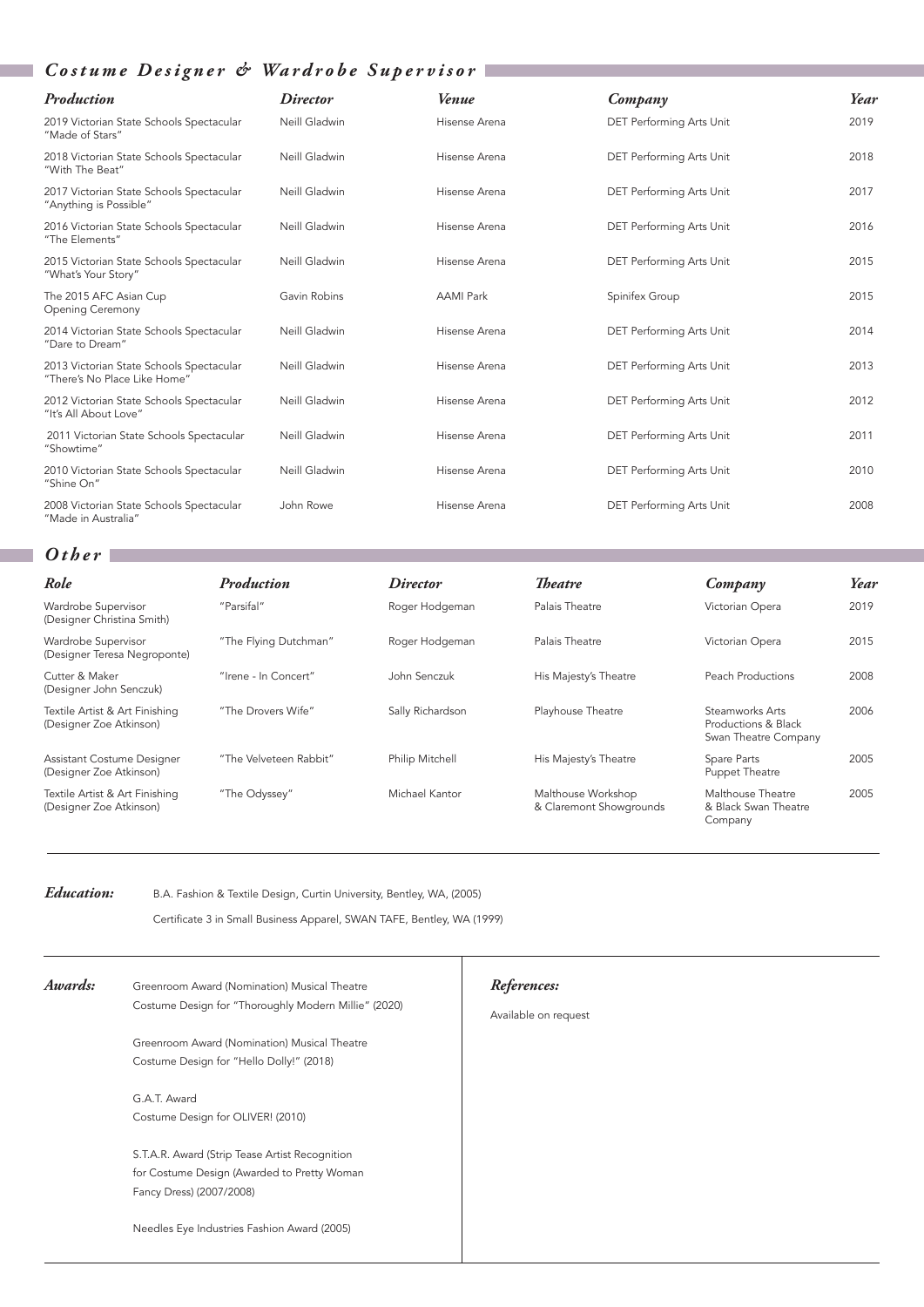## *Costume Designer & Wardrobe Supervisor*

| *Production* | *Director* | *Venue* | *Company* | *Year* |
|---|---|---|---|---|
| 2019 Victorian State Schools Spectacular "Made of Stars" | Neill Gladwin | Hisense Arena | DET Performing Arts Unit | 2019 |
| 2018 Victorian State Schools Spectacular "With The Beat" | Neill Gladwin | Hisense Arena | DET Performing Arts Unit | 2018 |
| 2017 Victorian State Schools Spectacular "Anything is Possible" | Neill Gladwin | Hisense Arena | DET Performing Arts Unit | 2017 |
| 2016 Victorian State Schools Spectacular "The Elements" | Neill Gladwin | Hisense Arena | DET Performing Arts Unit | 2016 |
| 2015 Victorian State Schools Spectacular "What's Your Story" | Neill Gladwin | Hisense Arena | DET Performing Arts Unit | 2015 |
| The 2015 AFC Asian Cup Opening Ceremony | Gavin Robins | AAMI Park | Spinifex Group | 2015 |
| 2014 Victorian State Schools Spectacular "Dare to Dream" | Neill Gladwin | Hisense Arena | DET Performing Arts Unit | 2014 |
| 2013 Victorian State Schools Spectacular "There's No Place Like Home" | Neill Gladwin | Hisense Arena | DET Performing Arts Unit | 2013 |
| 2012 Victorian State Schools Spectacular "It's All About Love" | Neill Gladwin | Hisense Arena | DET Performing Arts Unit | 2012 |
| 2011 Victorian State Schools Spectacular "Showtime" | Neill Gladwin | Hisense Arena | DET Performing Arts Unit | 2011 |
| 2010 Victorian State Schools Spectacular "Shine On" | Neill Gladwin | Hisense Arena | DET Performing Arts Unit | 2010 |
| 2008 Victorian State Schools Spectacular "Made in Australia" | John Rowe | Hisense Arena | DET Performing Arts Unit | 2008 |

## *Other*

| *Role* | *Production* | *Director* | *Theatre* | *Company* | *Year* |
|---|---|---|---|---|---|
| Wardrobe Supervisor (Designer Christina Smith) | "Parsifal" | Roger Hodgeman | Palais Theatre | Victorian Opera | 2019 |
| Wardrobe Supervisor (Designer Teresa Negroponte) | "The Flying Dutchman" | Roger Hodgeman | Palais Theatre | Victorian Opera | 2015 |
| Cutter & Maker (Designer John Senczuk) | "Irene - In Concert" | John Senczuk | His Majesty's Theatre | Peach Productions | 2008 |
| Textile Artist & Art Finishing (Designer Zoe Atkinson) | "The Drovers Wife" | Sally Richardson | Playhouse Theatre | Steamworks Arts Productions & Black Swan Theatre Company | 2006 |
| Assistant Costume Designer (Designer Zoe Atkinson) | "The Velveteen Rabbit" | Philip Mitchell | His Majesty's Theatre | Spare Parts Puppet Theatre | 2005 |
| Textile Artist & Art Finishing (Designer Zoe Atkinson) | "The Odyssey" | Michael Kantor | Malthouse Workshop & Claremont Showgrounds | Malthouse Theatre & Black Swan Theatre Company | 2005 |

***Education:***

B.A. Fashion & Textile Design, Curtin University, Bentley, WA, (2005)

Certificate 3 in Small Business Apparel, SWAN TAFE, Bentley, WA (1999)

***Awards:***

Greenroom Award (Nomination) Musical Theatre
Costume Design for "Thoroughly Modern Millie" (2020)

Greenroom Award (Nomination) Musical Theatre
Costume Design for "Hello Dolly!" (2018)

G.A.T. Award
Costume Design for OLIVER! (2010)

S.T.A.R. Award (Strip Tease Artist Recognition
for Costume Design (Awarded to Pretty Woman
Fancy Dress) (2007/2008)

Needles Eye Industries Fashion Award (2005)

***References:***

Available on request